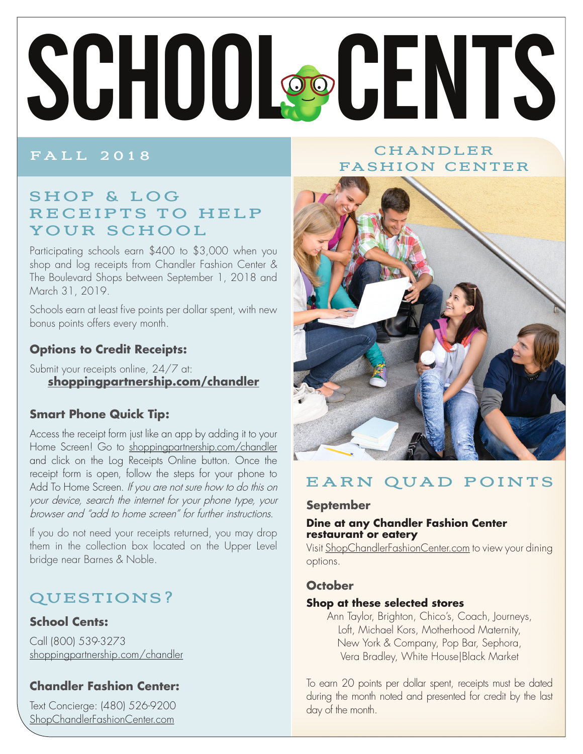# SCHOOL CENTS

## FALL 2018

## CHANDLER FASHION CENTER

## SHOP & LOG RECEIPTS TO HELP YOUR SCHOOL

Participating schools earn $400 to $3,000 when you shop and log receipts from Chandler Fashion Center & The Boulevard Shops between September 1, 2018 and March 31, 2019.

Schools earn at least five points per dollar spent, with new bonus points offers every month.

### Options to Credit Receipts:

Submit your receipts online, 24/7 at:
**shoppingpartnership.com/chandler**

### Smart Phone Quick Tip:

Access the receipt form just like an app by adding it to your Home Screen! Go to shoppingpartnership.com/chandler and click on the Log Receipts Online button. Once the receipt form is open, follow the steps for your phone to Add To Home Screen. *If you are not sure how to do this on your device, search the internet for your phone type, your browser and "add to home screen" for further instructions.*

If you do not need your receipts returned, you may drop them in the collection box located on the Upper Level bridge near Barnes & Noble.

## QUESTIONS?

### School Cents:

Call (800) 539-3273
shoppingpartnership.com/chandler

### Chandler Fashion Center:

Text Concierge: (480) 526-9200
ShopChandlerFashionCenter.com

## EARN QUAD POINTS

### September

**Dine at any Chandler Fashion Center restaurant or eatery**
Visit ShopChandlerFashionCenter.com to view your dining options.

### October

**Shop at these selected stores**
Ann Taylor, Brighton, Chico's, Coach, Journeys, Loft, Michael Kors, Motherhood Maternity, New York & Company, Pop Bar, Sephora, Vera Bradley, White House|Black Market

To earn 20 points per dollar spent, receipts must be dated during the month noted and presented for credit by the last day of the month.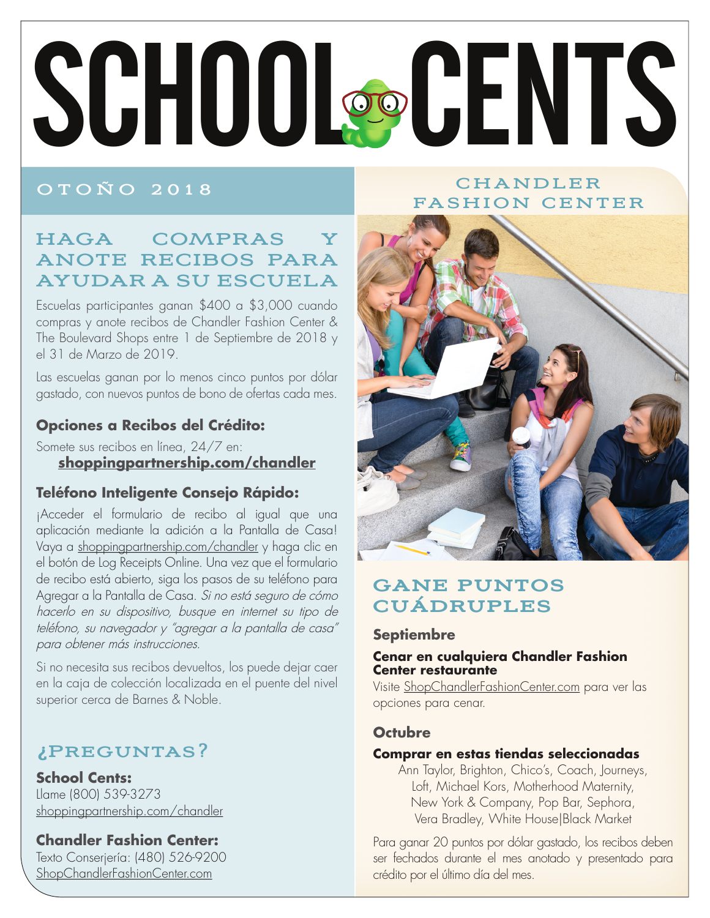# SCHOOL CENTS

## OTOÑO 2018

## CHANDLER FASHION CENTER

## HAGA COMPRAS Y ANOTE RECIBOS PARA AYUDAR A SU ESCUELA

Escuelas participantes ganan $400 a $3,000 cuando compras y anote recibos de Chandler Fashion Center & The Boulevard Shops entre 1 de Septiembre de 2018 y el 31 de Marzo de 2019.

Las escuelas ganan por lo menos cinco puntos por dólar gastado, con nuevos puntos de bono de ofertas cada mes.

### Opciones a Recibos del Crédito:

Somete sus recibos en línea, 24/7 en:
**shoppingpartnership.com/chandler**

### Teléfono Inteligente Consejo Rápido:

¡Acceder el formulario de recibo al igual que una aplicación mediante la adición a la Pantalla de Casa! Vaya a shoppingpartnership.com/chandler y haga clic en el botón de Log Receipts Online. Una vez que el formulario de recibo está abierto, siga los pasos de su teléfono para Agregar a la Pantalla de Casa. *Si no está seguro de cómo hacerlo en su dispositivo, busque en internet su tipo de teléfono, su navegador y "agregar a la pantalla de casa" para obtener más instrucciones.*

Si no necesita sus recibos devueltos, los puede dejar caer en la caja de colección localizada en el puente del nivel superior cerca de Barnes & Noble.

## ¿PREGUNTAS?

**School Cents:**
Llame (800) 539-3273
shoppingpartnership.com/chandler

**Chandler Fashion Center:**
Texto Conserjería: (480) 526-9200
ShopChandlerFashionCenter.com

## GANE PUNTOS CUÁDRUPLES

### Septiembre

**Cenar en cualquiera Chandler Fashion Center restaurante**
Visite ShopChandlerFashionCenter.com para ver las opciones para cenar.

### Octubre

**Comprar en estas tiendas seleccionadas**
Ann Taylor, Brighton, Chico's, Coach, Journeys, Loft, Michael Kors, Motherhood Maternity, New York & Company, Pop Bar, Sephora, Vera Bradley, White House|Black Market

Para ganar 20 puntos por dólar gastado, los recibos deben ser fechados durante el mes anotado y presentado para crédito por el último día del mes.